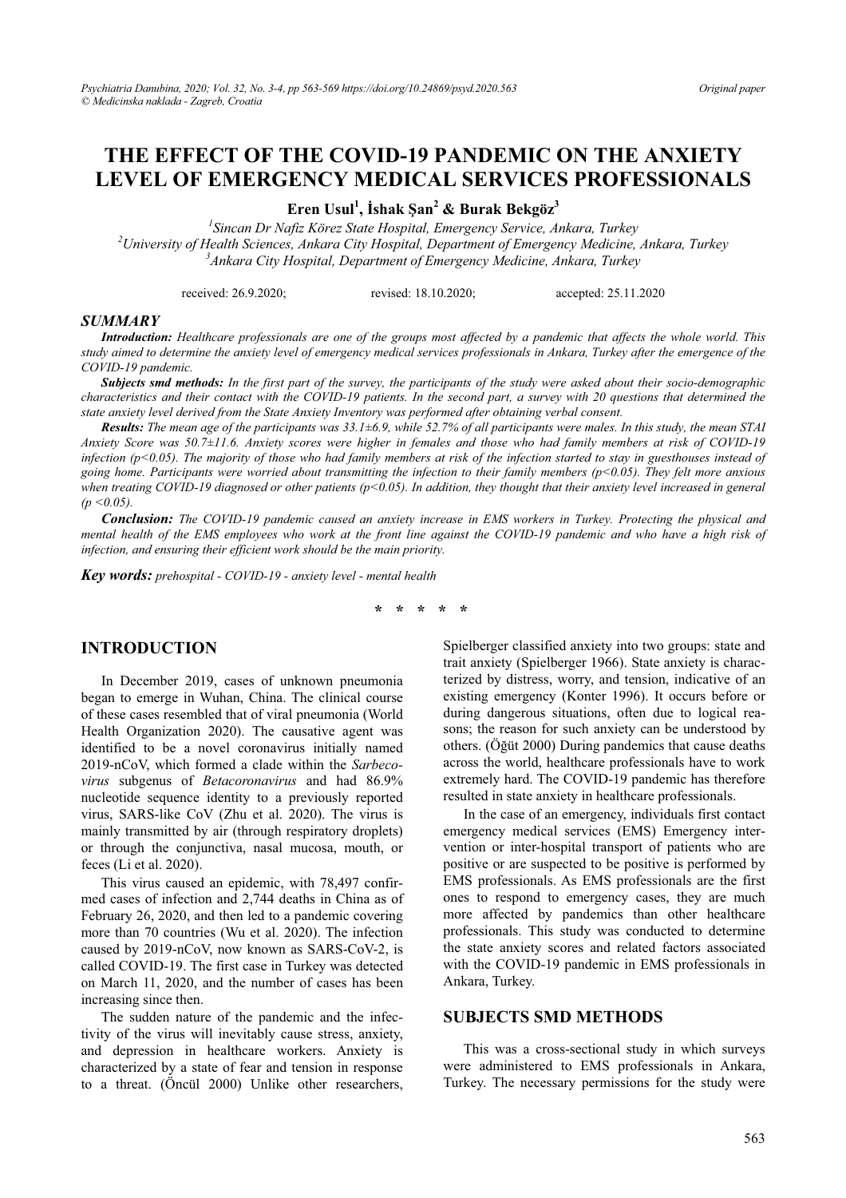# THE EFFECT OF THE COVID-19 PANDEMIC ON THE ANXIETY LEVEL OF EMERGENCY MEDICAL SERVICES PROFESSIONALS

**Eren Usul[1], İshak Şan[2] & Burak Bekgöz[3]**

[1]Sincan Dr Nafiz Körez State Hospital, Emergency Service, Ankara, Turkey
[2]University of Health Sciences, Ankara City Hospital, Department of Emergency Medicine, Ankara, Turkey
[3]Ankara City Hospital, Department of Emergency Medicine, Ankara, Turkey

received: 26.9.2020; revised: 18.10.2020; accepted: 25.11.2020

## SUMMARY

***Introduction:*** *Healthcare professionals are one of the groups most affected by a pandemic that affects the whole world. This study aimed to determine the anxiety level of emergency medical services professionals in Ankara, Turkey after the emergence of the COVID-19 pandemic.*

***Subjects smd methods:*** *In the first part of the survey, the participants of the study were asked about their socio-demographic characteristics and their contact with the COVID-19 patients. In the second part, a survey with 20 questions that determined the state anxiety level derived from the State Anxiety Inventory was performed after obtaining verbal consent.*

***Results:*** *The mean age of the participants was 33.1±6.9, while 52.7% of all participants were males. In this study, the mean STAI Anxiety Score was 50.7±11.6. Anxiety scores were higher in females and those who had family members at risk of COVID-19 infection ($p<0.05$). The majority of those who had family members at risk of the infection started to stay in guesthouses instead of going home. Participants were worried about transmitting the infection to their family members ($p<0.05$). They felt more anxious when treating COVID-19 diagnosed or other patients ($p<0.05$). In addition, they thought that their anxiety level increased in general ($p<0.05$).*

***Conclusion:*** *The COVID-19 pandemic caused an anxiety increase in EMS workers in Turkey. Protecting the physical and mental health of the EMS employees who work at the front line against the COVID-19 pandemic and who have a high risk of infection, and ensuring their efficient work should be the main priority.*

***Key words:*** *prehospital - COVID-19 - anxiety level - mental health*

\* \* \* \* \*

## INTRODUCTION

In December 2019, cases of unknown pneumonia began to emerge in Wuhan, China. The clinical course of these cases resembled that of viral pneumonia (World Health Organization 2020). The causative agent was identified to be a novel coronavirus initially named 2019-nCoV, which formed a clade within the *Sarbecovirus* subgenus of *Betacoronavirus* and had 86.9% nucleotide sequence identity to a previously reported virus, SARS-like CoV (Zhu et al. 2020). The virus is mainly transmitted by air (through respiratory droplets) or through the conjunctiva, nasal mucosa, mouth, or feces (Li et al. 2020).

This virus caused an epidemic, with 78,497 confirmed cases of infection and 2,744 deaths in China as of February 26, 2020, and then led to a pandemic covering more than 70 countries (Wu et al. 2020). The infection caused by 2019-nCoV, now known as SARS-CoV-2, is called COVID-19. The first case in Turkey was detected on March 11, 2020, and the number of cases has been increasing since then.

The sudden nature of the pandemic and the infectivity of the virus will inevitably cause stress, anxiety, and depression in healthcare workers. Anxiety is characterized by a state of fear and tension in response to a threat. (Öncül 2000) Unlike other researchers, Spielberger classified anxiety into two groups: state and trait anxiety (Spielberger 1966). State anxiety is characterized by distress, worry, and tension, indicative of an existing emergency (Konter 1996). It occurs before or during dangerous situations, often due to logical reasons; the reason for such anxiety can be understood by others. (Öğüt 2000) During pandemics that cause deaths across the world, healthcare professionals have to work extremely hard. The COVID-19 pandemic has therefore resulted in state anxiety in healthcare professionals.

In the case of an emergency, individuals first contact emergency medical services (EMS) Emergency intervention or inter-hospital transport of patients who are positive or are suspected to be positive is performed by EMS professionals. As EMS professionals are the first ones to respond to emergency cases, they are much more affected by pandemics than other healthcare professionals. This study was conducted to determine the state anxiety scores and related factors associated with the COVID-19 pandemic in EMS professionals in Ankara, Turkey.

## SUBJECTS SMD METHODS

This was a cross-sectional study in which surveys were administered to EMS professionals in Ankara, Turkey. The necessary permissions for the study were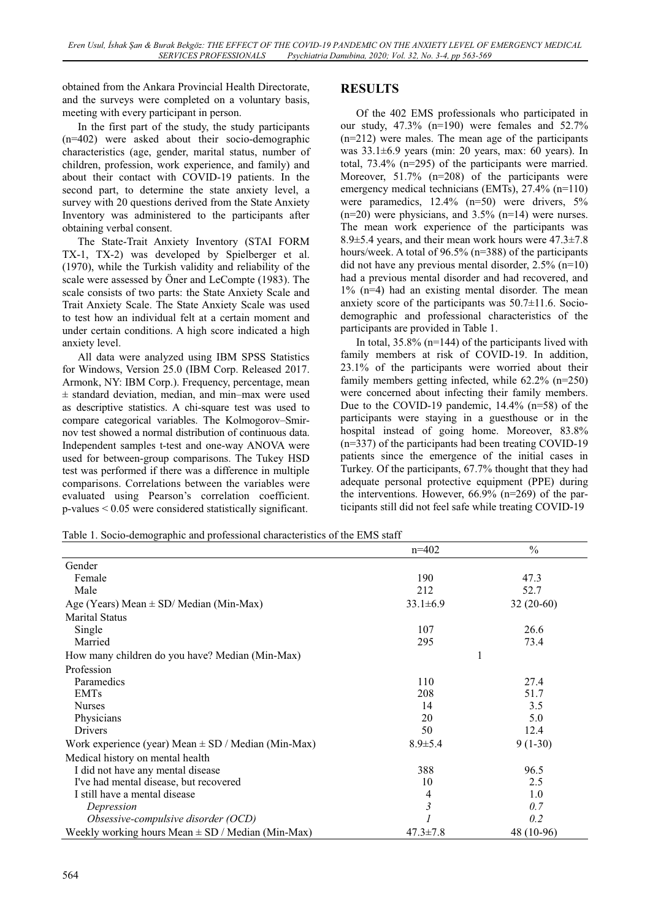obtained from the Ankara Provincial Health Directorate, and the surveys were completed on a voluntary basis, meeting with every participant in person.

In the first part of the study, the study participants (n=402) were asked about their socio-demographic characteristics (age, gender, marital status, number of children, profession, work experience, and family) and about their contact with COVID-19 patients. In the second part, to determine the state anxiety level, a survey with 20 questions derived from the State Anxiety Inventory was administered to the participants after obtaining verbal consent.

The State-Trait Anxiety Inventory (STAI FORM TX-1, TX-2) was developed by Spielberger et al. (1970), while the Turkish validity and reliability of the scale were assessed by Öner and LeCompte (1983). The scale consists of two parts: the State Anxiety Scale and Trait Anxiety Scale. The State Anxiety Scale was used to test how an individual felt at a certain moment and under certain conditions. A high score indicated a high anxiety level.

All data were analyzed using IBM SPSS Statistics for Windows, Version 25.0 (IBM Corp. Released 2017. Armonk, NY: IBM Corp.). Frequency, percentage, mean ± standard deviation, median, and min–max were used as descriptive statistics. A chi-square test was used to compare categorical variables. The Kolmogorov–Smirnov test showed a normal distribution of continuous data. Independent samples t-test and one-way ANOVA were used for between-group comparisons. The Tukey HSD test was performed if there was a difference in multiple comparisons. Correlations between the variables were evaluated using Pearson's correlation coefficient. p-values < 0.05 were considered statistically significant.

## RESULTS

Of the 402 EMS professionals who participated in our study, 47.3% (n=190) were females and 52.7% (n=212) were males. The mean age of the participants was 33.1±6.9 years (min: 20 years, max: 60 years). In total, 73.4% (n=295) of the participants were married. Moreover, 51.7% (n=208) of the participants were emergency medical technicians (EMTs), 27.4% (n=110) were paramedics, 12.4% (n=50) were drivers, 5% (n=20) were physicians, and 3.5% (n=14) were nurses. The mean work experience of the participants was 8.9±5.4 years, and their mean work hours were 47.3±7.8 hours/week. A total of 96.5% (n=388) of the participants did not have any previous mental disorder, 2.5% (n=10) had a previous mental disorder and had recovered, and 1% (n=4) had an existing mental disorder. The mean anxiety score of the participants was 50.7±11.6. Socio-demographic and professional characteristics of the participants are provided in Table 1.

In total, 35.8% (n=144) of the participants lived with family members at risk of COVID-19. In addition, 23.1% of the participants were worried about their family members getting infected, while 62.2% (n=250) were concerned about infecting their family members. Due to the COVID-19 pandemic, 14.4% (n=58) of the participants were staying in a guesthouse or in the hospital instead of going home. Moreover, 83.8% (n=337) of the participants had been treating COVID-19 patients since the emergence of the initial cases in Turkey. Of the participants, 67.7% thought that they had adequate personal protective equipment (PPE) during the interventions. However, 66.9% (n=269) of the participants still did not feel safe while treating COVID-19

Table 1. Socio-demographic and professional characteristics of the EMS staff

| | n=402 | % |
|---|---|---|
| Gender | | |
| Female | 190 | 47.3 |
| Male | 212 | 52.7 |
| Age (Years) Mean ± SD/ Median (Min-Max) | 33.1±6.9 | 32 (20-60) |
| Marital Status | | |
| Single | 107 | 26.6 |
| Married | 295 | 73.4 |
| How many children do you have? Median (Min-Max) | 1 | |
| Profession | | |
| Paramedics | 110 | 27.4 |
| EMTs | 208 | 51.7 |
| Nurses | 14 | 3.5 |
| Physicians | 20 | 5.0 |
| Drivers | 50 | 12.4 |
| Work experience (year) Mean ± SD / Median (Min-Max) | 8.9±5.4 | 9 (1-30) |
| Medical history on mental health | | |
| I did not have any mental disease | 388 | 96.5 |
| I've had mental disease, but recovered | 10 | 2.5 |
| I still have a mental disease | 4 | 1.0 |
| *Depression* | *3* | *0.7* |
| *Obsessive-compulsive disorder (OCD)* | *1* | *0.2* |
| Weekly working hours Mean ± SD / Median (Min-Max) | 47.3±7.8 | 48 (10-96) |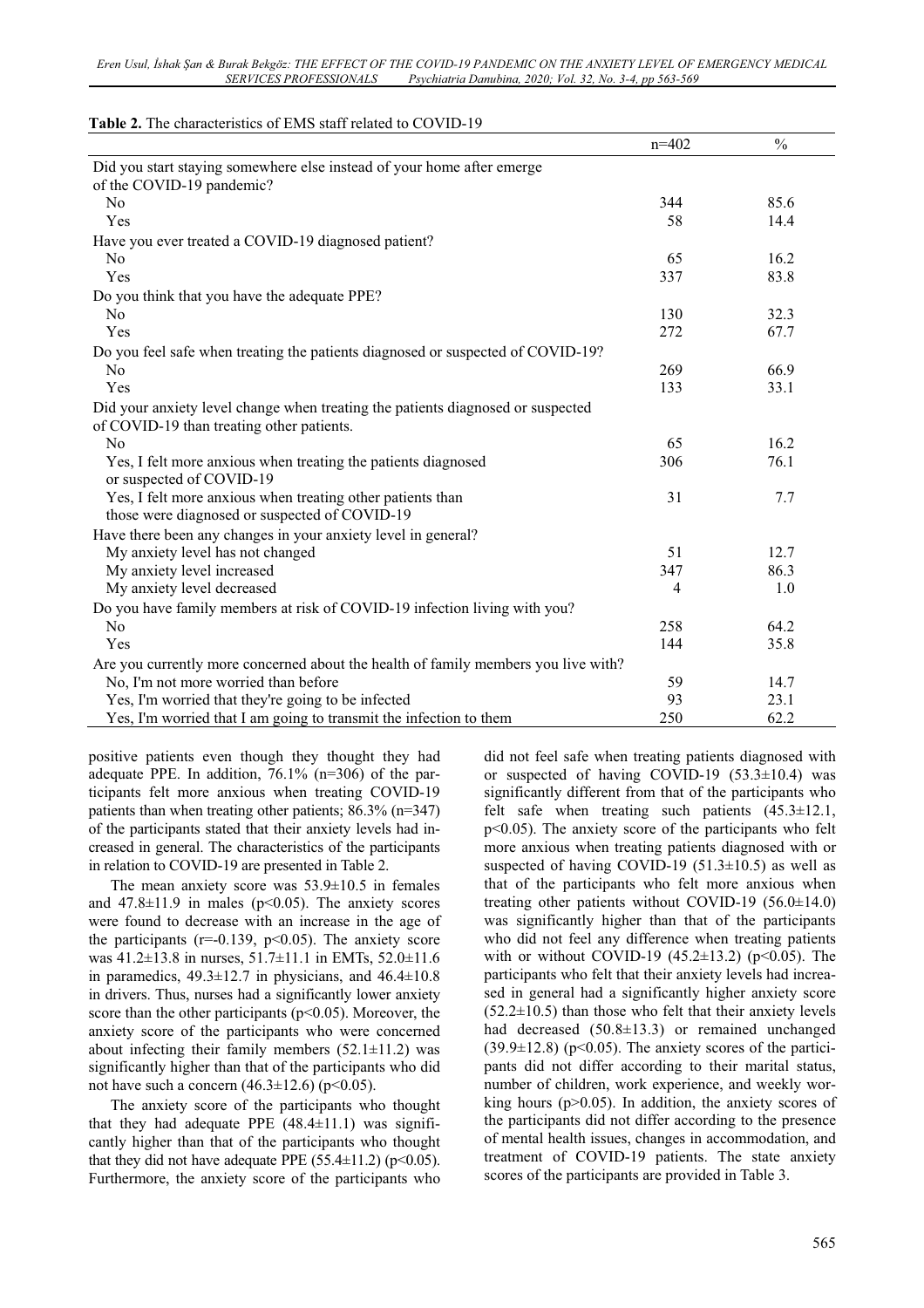**Table 2.** The characteristics of EMS staff related to COVID-19

| | n=402 | % |
|---|---|---|
| Did you start staying somewhere else instead of your home after emerge of the COVID-19 pandemic? | | |
| No | 344 | 85.6 |
| Yes | 58 | 14.4 |
| Have you ever treated a COVID-19 diagnosed patient? | | |
| No | 65 | 16.2 |
| Yes | 337 | 83.8 |
| Do you think that you have the adequate PPE? | | |
| No | 130 | 32.3 |
| Yes | 272 | 67.7 |
| Do you feel safe when treating the patients diagnosed or suspected of COVID-19? | | |
| No | 269 | 66.9 |
| Yes | 133 | 33.1 |
| Did your anxiety level change when treating the patients diagnosed or suspected of COVID-19 than treating other patients. | | |
| No | 65 | 16.2 |
| Yes, I felt more anxious when treating the patients diagnosed or suspected of COVID-19 | 306 | 76.1 |
| Yes, I felt more anxious when treating other patients than those were diagnosed or suspected of COVID-19 | 31 | 7.7 |
| Have there been any changes in your anxiety level in general? | | |
| My anxiety level has not changed | 51 | 12.7 |
| My anxiety level increased | 347 | 86.3 |
| My anxiety level decreased | 4 | 1.0 |
| Do you have family members at risk of COVID-19 infection living with you? | | |
| No | 258 | 64.2 |
| Yes | 144 | 35.8 |
| Are you currently more concerned about the health of family members you live with? | | |
| No, I'm not more worried than before | 59 | 14.7 |
| Yes, I'm worried that they're going to be infected | 93 | 23.1 |
| Yes, I'm worried that I am going to transmit the infection to them | 250 | 62.2 |

positive patients even though they thought they had adequate PPE. In addition, 76.1% (n=306) of the participants felt more anxious when treating COVID-19 patients than when treating other patients; 86.3% (n=347) of the participants stated that their anxiety levels had increased in general. The characteristics of the participants in relation to COVID-19 are presented in Table 2.

The mean anxiety score was 53.9±10.5 in females and 47.8±11.9 in males ($p<0.05$). The anxiety scores were found to decrease with an increase in the age of the participants ($r=-0.139$, $p<0.05$). The anxiety score was 41.2±13.8 in nurses, 51.7±11.1 in EMTs, 52.0±11.6 in paramedics, 49.3±12.7 in physicians, and 46.4±10.8 in drivers. Thus, nurses had a significantly lower anxiety score than the other participants ($p<0.05$). Moreover, the anxiety score of the participants who were concerned about infecting their family members (52.1±11.2) was significantly higher than that of the participants who did not have such a concern (46.3±12.6) ($p<0.05$).

The anxiety score of the participants who thought that they had adequate PPE (48.4±11.1) was significantly higher than that of the participants who thought that they did not have adequate PPE (55.4±11.2) ($p<0.05$). Furthermore, the anxiety score of the participants who did not feel safe when treating patients diagnosed with or suspected of having COVID-19 (53.3±10.4) was significantly different from that of the participants who felt safe when treating such patients (45.3±12.1, $p<0.05$). The anxiety score of the patients who felt more anxious when treating patients diagnosed with or suspected of having COVID-19 (51.3±10.5) as well as that of the participants who felt more anxious when treating other patients without COVID-19 (56.0±14.0) was significantly higher than that of the participants who did not feel any difference when treating patients with or without COVID-19 (45.2±13.2) ($p<0.05$). The participants who felt that their anxiety levels had increased in general had a significantly higher anxiety score (52.2±10.5) than those who felt that their anxiety levels had decreased (50.8±13.3) or remained unchanged (39.9±12.8) ($p<0.05$). The anxiety scores of the participants did not differ according to their marital status, number of children, work experience, and weekly working hours ($p>0.05$). In addition, the anxiety scores of the participants did not differ according to the presence of mental health issues, changes in accommodation, and treatment of COVID-19 patients. The state anxiety scores of the participants are provided in Table 3.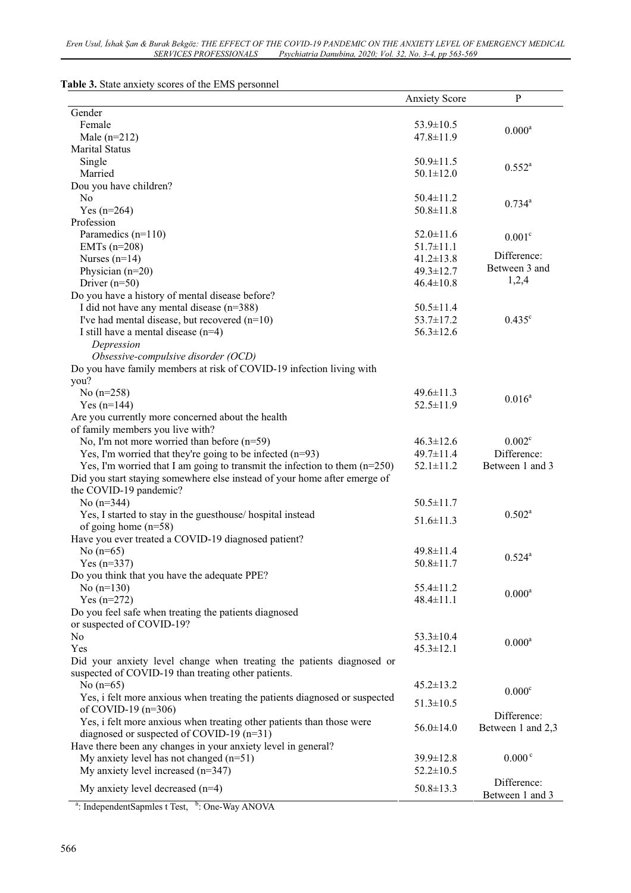**Table 3.** State anxiety scores of the EMS personnel

| | Anxiety Score | P |
|---|---|---|
| Gender | | |
| Female | 53.9±10.5 | 0.000[a] |
| Male (n=212) | 47.8±11.9 | |
| Marital Status | | |
| Single | 50.9±11.5 | 0.552[a] |
| Married | 50.1±12.0 | |
| Dou you have children? | | |
| No | 50.4±11.2 | 0.734[a] |
| Yes (n=264) | 50.8±11.8 | |
| Profession | | |
| Paramedics (n=110) | 52.0±11.6 | 0.001[c] |
| EMTs (n=208) | 51.7±11.1 | Difference: |
| Nurses (n=14) | 41.2±13.8 | Between 3 and |
| Physician (n=20) | 49.3±12.7 | 1,2,4 |
| Driver (n=50) | 46.4±10.8 | |
| Do you have a history of mental disease before? | | |
| I did not have any mental disease (n=388) | 50.5±11.4 | |
| I've had mental disease, but recovered (n=10) | 53.7±17.2 | 0.435[c] |
| I still have a mental disease (n=4) | 56.3±12.6 | |
| *Depression* | | |
| *Obsessive-compulsive disorder (OCD)* | | |
| Do you have family members at risk of COVID-19 infection living with you? | | |
| No (n=258) | 49.6±11.3 | 0.016[a] |
| Yes (n=144) | 52.5±11.9 | |
| Are you currently more concerned about the health of family members you live with? | | |
| No, I'm not more worried than before (n=59) | 46.3±12.6 | 0.002[c] |
| Yes, I'm worried that they're going to be infected (n=93) | 49.7±11.4 | Difference: |
| Yes, I'm worried that I am going to transmit the infection to them (n=250) | 52.1±11.2 | Between 1 and 3 |
| Did you start staying somewhere else instead of your home after emerge of the COVID-19 pandemic? | | |
| No (n=344) | 50.5±11.7 | 0.502[a] |
| Yes, I started to stay in the guesthouse/ hospital instead of going home (n=58) | 51.6±11.3 | |
| Have you ever treated a COVID-19 diagnosed patient? | | |
| No (n=65) | 49.8±11.4 | 0.524[a] |
| Yes (n=337) | 50.8±11.7 | |
| Do you think that you have the adequate PPE? | | |
| No (n=130) | 55.4±11.2 | 0.000[a] |
| Yes (n=272) | 48.4±11.1 | |
| Do you feel safe when treating the patients diagnosed or suspected of COVID-19? | | |
| No | 53.3±10.4 | 0.000[a] |
| Yes | 45.3±12.1 | |
| Did your anxiety level change when treating the patients diagnosed or suspected of COVID-19 than treating other patients. | | |
| No (n=65) | 45.2±13.2 | 0.000[c] |
| Yes, i felt more anxious when treating the patients diagnosed or suspected of COVID-19 (n=306) | 51.3±10.5 | Difference: |
| Yes, i felt more anxious when treating other patients than those were diagnosed or suspected of COVID-19 (n=31) | 56.0±14.0 | Between 1 and 2,3 |
| Have there been any changes in your anxiety level in general? | | |
| My anxiety level has not changed (n=51) | 39.9±12.8 | 0.000[c] |
| My anxiety level increased (n=347) | 52.2±10.5 | Difference: |
| My anxiety level decreased (n=4) | 50.8±13.3 | Between 1 and 3 |

[a]: IndependentSapmles t Test, [b]: One-Way ANOVA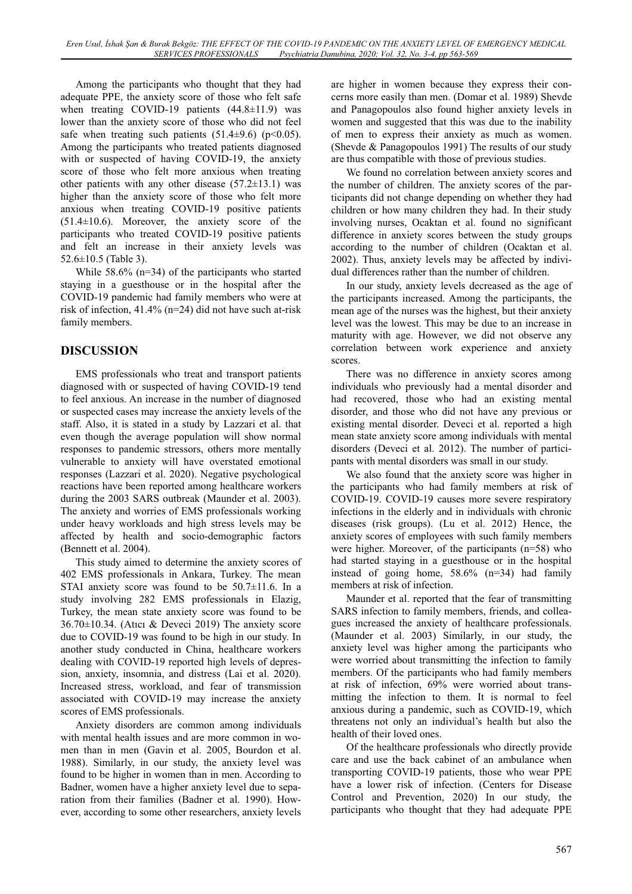Among the participants who thought that they had adequate PPE, the anxiety score of those who felt safe when treating COVID-19 patients (44.8±11.9) was lower than the anxiety score of those who did not feel safe when treating such patients (51.4±9.6) ($p<0.05$). Among the participants who treated patients diagnosed with or suspected of having COVID-19, the anxiety score of those who felt more anxious when treating other patients with any other disease (57.2±13.1) was higher than the anxiety score of those who felt more anxious when treating COVID-19 positive patients (51.4±10.6). Moreover, the anxiety score of the participants who treated COVID-19 positive patients and felt an increase in their anxiety levels was 52.6±10.5 (Table 3).

While 58.6% (n=34) of the participants who started staying in a guesthouse or in the hospital after the COVID-19 pandemic had family members who were at risk of infection, 41.4% (n=24) did not have such at-risk family members.

## DISCUSSION

EMS professionals who treat and transport patients diagnosed with or suspected of having COVID-19 tend to feel anxious. An increase in the number of diagnosed or suspected cases may increase the anxiety levels of the staff. Also, it is stated in a study by Lazzari et al. that even though the average population will show normal responses to pandemic stressors, others more mentally vulnerable to anxiety will have overstated emotional responses (Lazzari et al. 2020). Negative psychological reactions have been reported among healthcare workers during the 2003 SARS outbreak (Maunder et al. 2003). The anxiety and worries of EMS professionals working under heavy workloads and high stress levels may be affected by health and socio-demographic factors (Bennett et al. 2004).

This study aimed to determine the anxiety scores of 402 EMS professionals in Ankara, Turkey. The mean STAI anxiety score was found to be 50.7±11.6. In a study involving 282 EMS professionals in Elazig, Turkey, the mean state anxiety score was found to be 36.70±10.34. (Atıcı & Deveci 2019) The anxiety score due to COVID-19 was found to be high in our study. In another study conducted in China, healthcare workers dealing with COVID-19 reported high levels of depression, anxiety, insomnia, and distress (Lai et al. 2020). Increased stress, workload, and fear of transmission associated with COVID-19 may increase the anxiety scores of EMS professionals.

Anxiety disorders are common among individuals with mental health issues and are more common in women than in men (Gavin et al. 2005, Bourdon et al. 1988). Similarly, in our study, the anxiety level was found to be higher in women than in men. According to Badner, women have a higher anxiety level due to separation from their families (Badner et al. 1990). However, according to some other researchers, anxiety levels are higher in women because they express their concerns more easily than men. (Domar et al. 1989) Shevde and Panagopoulos also found higher anxiety levels in women and suggested that this was due to the inability of men to express their anxiety as much as women. (Shevde & Panagopoulos 1991) The results of our study are thus compatible with those of previous studies.

We found no correlation between anxiety scores and the number of children. The anxiety scores of the participants did not change depending on whether they had children or how many children they had. In their study involving nurses, Ocaktan et al. found no significant difference in anxiety scores between the study groups according to the number of children (Ocaktan et al. 2002). Thus, anxiety levels may be affected by individual differences rather than the number of children.

In our study, anxiety levels decreased as the age of the participants increased. Among the participants, the mean age of the nurses was the highest, but their anxiety level was the lowest. This may be due to an increase in maturity with age. However, we did not observe any correlation between work experience and anxiety scores.

There was no difference in anxiety scores among individuals who previously had a mental disorder and had recovered, those who had an existing mental disorder, and those who did not have any previous or existing mental disorder. Deveci et al. reported a high mean state anxiety score among individuals with mental disorders (Deveci et al. 2012). The number of participants with mental disorders was small in our study.

We also found that the anxiety score was higher in the participants who had family members at risk of COVID-19. COVID-19 causes more severe respiratory infections in the elderly and in individuals with chronic diseases (risk groups). (Lu et al. 2012) Hence, the anxiety scores of employees with such family members were higher. Moreover, of the participants (n=58) who had started staying in a guesthouse or in the hospital instead of going home, 58.6% (n=34) had family members at risk of infection.

Maunder et al. reported that the fear of transmitting SARS infection to family members, friends, and colleagues increased the anxiety of healthcare professionals. (Maunder et al. 2003) Similarly, in our study, the anxiety level was higher among the participants who were worried about transmitting the infection to family members. Of the participants who had family members at risk of infection, 69% were worried about transmitting the infection to them. It is normal to feel anxious during a pandemic, such as COVID-19, which threatens not only an individual's health but also the health of their loved ones.

Of the healthcare professionals who directly provide care and use the back cabinet of an ambulance when transporting COVID-19 patients, those who wear PPE have a lower risk of infection. (Centers for Disease Control and Prevention, 2020) In our study, the participants who thought that they had adequate PPE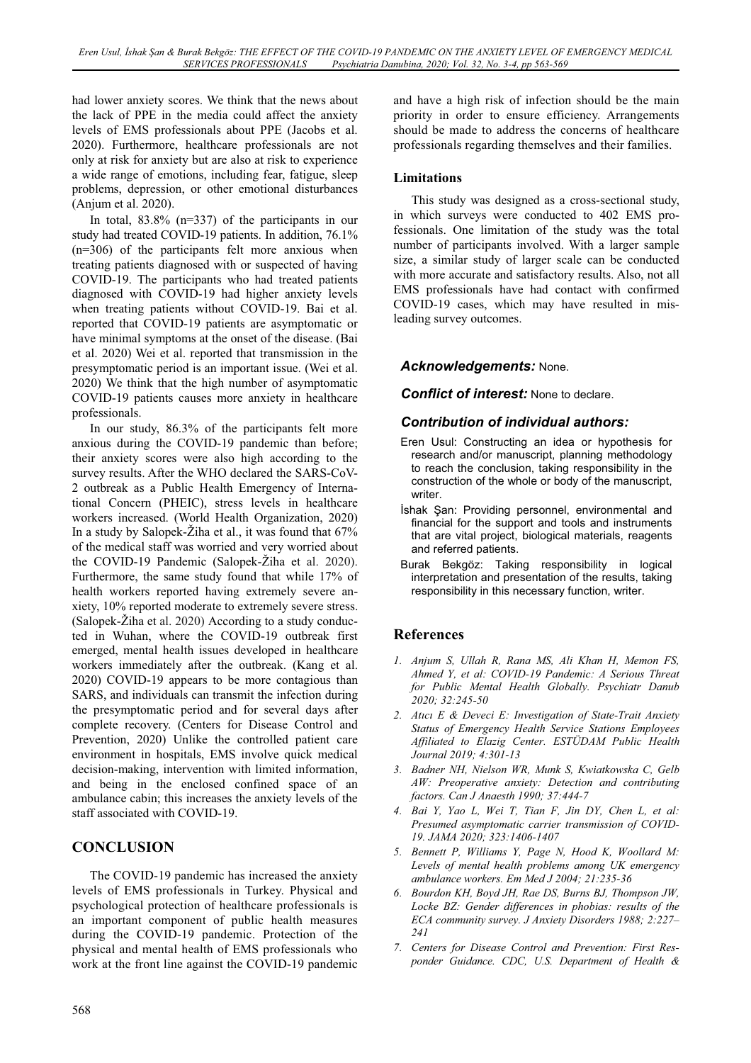had lower anxiety scores. We think that the news about the lack of PPE in the media could affect the anxiety levels of EMS professionals about PPE (Jacobs et al. 2020). Furthermore, healthcare professionals are not only at risk for anxiety but are also at risk to experience a wide range of emotions, including fear, fatigue, sleep problems, depression, or other emotional disturbances (Anjum et al. 2020).

In total, 83.8% (n=337) of the participants in our study had treated COVID-19 patients. In addition, 76.1% (n=306) of the participants felt more anxious when treating patients diagnosed with or suspected of having COVID-19. The participants who had treated patients diagnosed with COVID-19 had higher anxiety levels when treating patients without COVID-19. Bai et al. reported that COVID-19 patients are asymptomatic or have minimal symptoms at the onset of the disease. (Bai et al. 2020) Wei et al. reported that transmission in the presymptomatic period is an important issue. (Wei et al. 2020) We think that the high number of asymptomatic COVID-19 patients causes more anxiety in healthcare professionals.

In our study, 86.3% of the participants felt more anxious during the COVID-19 pandemic than before; their anxiety scores were also high according to the survey results. After the WHO declared the SARS-CoV-2 outbreak as a Public Health Emergency of International Concern (PHEIC), stress levels in healthcare workers increased. (World Health Organization, 2020) In a study by Salopek-Žiha et al., it was found that 67% of the medical staff was worried and very worried about the COVID-19 Pandemic (Salopek-Žiha et al. 2020). Furthermore, the same study found that while 17% of health workers reported having extremely severe anxiety, 10% reported moderate to extremely severe stress. (Salopek-Žiha et al. 2020) According to a study conducted in Wuhan, where the COVID-19 outbreak first emerged, mental health issues developed in healthcare workers immediately after the outbreak. (Kang et al. 2020) COVID-19 appears to be more contagious than SARS, and individuals can transmit the infection during the presymptomatic period and for several days after complete recovery. (Centers for Disease Control and Prevention, 2020) Unlike the controlled patient care environment in hospitals, EMS involve quick medical decision-making, intervention with limited information, and being in the enclosed confined space of an ambulance cabin; this increases the anxiety levels of the staff associated with COVID-19.

## CONCLUSION

The COVID-19 pandemic has increased the anxiety levels of EMS professionals in Turkey. Physical and psychological protection of healthcare professionals is an important component of public health measures during the COVID-19 pandemic. Protection of the physical and mental health of EMS professionals who work at the front line against the COVID-19 pandemic and have a high risk of infection should be the main priority in order to ensure efficiency. Arrangements should be made to address the concerns of healthcare professionals regarding themselves and their families.

### Limitations

This study was designed as a cross-sectional study, in which surveys were conducted to 402 EMS professionals. One limitation of the study was the total number of participants involved. With a larger sample size, a similar study of larger scale can be conducted with more accurate and satisfactory results. Also, not all EMS professionals have had contact with confirmed COVID-19 cases, which may have resulted in misleading survey outcomes.

***Acknowledgements:*** None.

***Conflict of interest:*** None to declare.

***Contribution of individual authors:***

Eren Usul: Constructing an idea or hypothesis for research and/or manuscript, planning methodology to reach the conclusion, taking responsibility in the construction of the whole or body of the manuscript, writer.

İshak Şan: Providing personnel, environmental and financial for the support and tools and instruments that are vital project, biological materials, reagents and referred patients.

Burak Bekgöz: Taking responsibility in logical interpretation and presentation of the results, taking responsibility in this necessary function, writer.

## References

1. *Anjum S, Ullah R, Rana MS, Ali Khan H, Memon FS, Ahmed Y, et al: COVID-19 Pandemic: A Serious Threat for Public Mental Health Globally. Psychiatr Danub 2020; 32:245-50*
2. *Atıcı E & Deveci E: Investigation of State-Trait Anxiety Status of Emergency Health Service Stations Employees Affiliated to Elazig Center. ESTÜDAM Public Health Journal 2019; 4:301-13*
3. *Badner NH, Nielson WR, Munk S, Kwiatkowska C, Gelb AW: Preoperative anxiety: Detection and contributing factors. Can J Anaesth 1990; 37:444-7*
4. *Bai Y, Yao L, Wei T, Tian F, Jin DY, Chen L, et al: Presumed asymptomatic carrier transmission of COVID-19. JAMA 2020; 323:1406-1407*
5. *Bennett P, Williams Y, Page N, Hood K, Woollard M: Levels of mental health problems among UK emergency ambulance workers. Em Med J 2004; 21:235-36*
6. *Bourdon KH, Boyd JH, Rae DS, Burns BJ, Thompson JW, Locke BZ: Gender differences in phobias: results of the ECA community survey. J Anxiety Disorders 1988; 2:227–241*
7. *Centers for Disease Control and Prevention: First Responder Guidance. CDC, U.S. Department of Health &*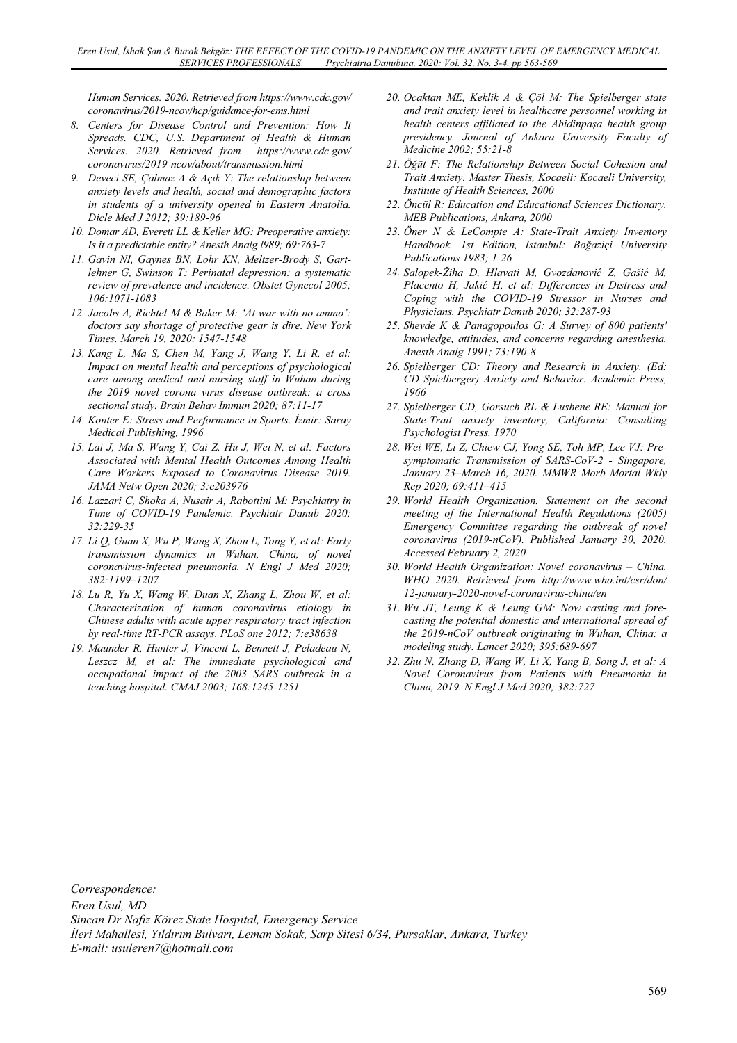Human Services. 2020. Retrieved from https://www.cdc.gov/coronavirus/2019-ncov/hcp/guidance-for-ems.html

8. Centers for Disease Control and Prevention: How It Spreads. CDC, U.S. Department of Health & Human Services. 2020. Retrieved from https://www.cdc.gov/coronavirus/2019-ncov/about/transmission.html
9. Deveci SE, Çalmaz A & Açık Y: The relationship between anxiety levels and health, social and demographic factors in students of a university opened in Eastern Anatolia. Dicle Med J 2012; 39:189-96
10. Domar AD, Everett LL & Keller MG: Preoperative anxiety: Is it a predictable entity? Anesth Analg l989; 69:763-7
11. Gavin NI, Gaynes BN, Lohr KN, Meltzer-Brody S, Gartlehner G, Swinson T: Perinatal depression: a systematic review of prevalence and incidence. Obstet Gynecol 2005; 106:1071-1083
12. Jacobs A, Richtel M & Baker M: 'At war with no ammo': doctors say shortage of protective gear is dire. New York Times. March 19, 2020; 1547-1548
13. Kang L, Ma S, Chen M, Yang J, Wang Y, Li R, et al: Impact on mental health and perceptions of psychological care among medical and nursing staff in Wuhan during the 2019 novel corona virus disease outbreak: a cross sectional study. Brain Behav Immun 2020; 87:11-17
14. Konter E: Stress and Performance in Sports. İzmir: Saray Medical Publishing, 1996
15. Lai J, Ma S, Wang Y, Cai Z, Hu J, Wei N, et al: Factors Associated with Mental Health Outcomes Among Health Care Workers Exposed to Coronavirus Disease 2019. JAMA Netw Open 2020; 3:e203976
16. Lazzari C, Shoka A, Nusair A, Rabottini M: Psychiatry in Time of COVID-19 Pandemic. Psychiatr Danub 2020; 32:229-35
17. Li Q, Guan X, Wu P, Wang X, Zhou L, Tong Y, et al: Early transmission dynamics in Wuhan, China, of novel coronavirus-infected pneumonia. N Engl J Med 2020; 382:1199–1207
18. Lu R, Yu X, Wang W, Duan X, Zhang L, Zhou W, et al: Characterization of human coronavirus etiology in Chinese adults with acute upper respiratory tract infection by real-time RT-PCR assays. PLoS one 2012; 7:e38638
19. Maunder R, Hunter J, Vincent L, Bennett J, Peladeau N, Leszcz M, et al: The immediate psychological and occupational impact of the 2003 SARS outbreak in a teaching hospital. CMAJ 2003; 168:1245-1251
20. Ocaktan ME, Keklik A & Çöl M: The Spielberger state and trait anxiety level in healthcare personnel working in health centers affiliated to the Abidinpaşa health group presidency. Journal of Ankara University Faculty of Medicine 2002; 55:21-8
21. Öğüt F: The Relationship Between Social Cohesion and Trait Anxiety. Master Thesis, Kocaeli: Kocaeli University, Institute of Health Sciences, 2000
22. Öncül R: Education and Educational Sciences Dictionary. MEB Publications, Ankara, 2000
23. Öner N & LeCompte A: State-Trait Anxiety Inventory Handbook. 1st Edition, Istanbul: Boğaziçi University Publications 1983; 1-26
24. Salopek-Žiha D, Hlavati M, Gvozdanović Z, Gašić M, Placento H, Jakić H, et al: Differences in Distress and Coping with the COVID-19 Stressor in Nurses and Physicians. Psychiatr Danub 2020; 32:287-93
25. Shevde K & Panagopoulos G: A Survey of 800 patients' knowledge, attitudes, and concerns regarding anesthesia. Anesth Analg 1991; 73:190-8
26. Spielberger CD: Theory and Research in Anxiety. (Ed: CD Spielberger) Anxiety and Behavior. Academic Press, 1966
27. Spielberger CD, Gorsuch RL & Lushene RE: Manual for State-Trait anxiety inventory, California: Consulting Psychologist Press, 1970
28. Wei WE, Li Z, Chiew CJ, Yong SE, Toh MP, Lee VJ: Presymptomatic Transmission of SARS-CoV-2 - Singapore, January 23–March 16, 2020. MMWR Morb Mortal Wkly Rep 2020; 69:411–415
29. World Health Organization. Statement on the second meeting of the International Health Regulations (2005) Emergency Committee regarding the outbreak of novel coronavirus (2019-nCoV). Published January 30, 2020. Accessed February 2, 2020
30. World Health Organization: Novel coronavirus – China. WHO 2020. Retrieved from http://www.who.int/csr/don/12-january-2020-novel-coronavirus-china/en
31. Wu JT, Leung K & Leung GM: Now casting and forecasting the potential domestic and international spread of the 2019-nCoV outbreak originating in Wuhan, China: a modeling study. Lancet 2020; 395:689-697
32. Zhu N, Zhang D, Wang W, Li X, Yang B, Song J, et al: A Novel Coronavirus from Patients with Pneumonia in China, 2019. N Engl J Med 2020; 382:727

*Correspondence:*
*Eren Usul, MD*
*Sincan Dr Nafiz Körez State Hospital, Emergency Service*
*İleri Mahallesi, Yıldırım Bulvarı, Leman Sokak, Sarp Sitesi 6/34, Pursaklar, Ankara, Turkey*
*E-mail: usuleren7@hotmail.com*